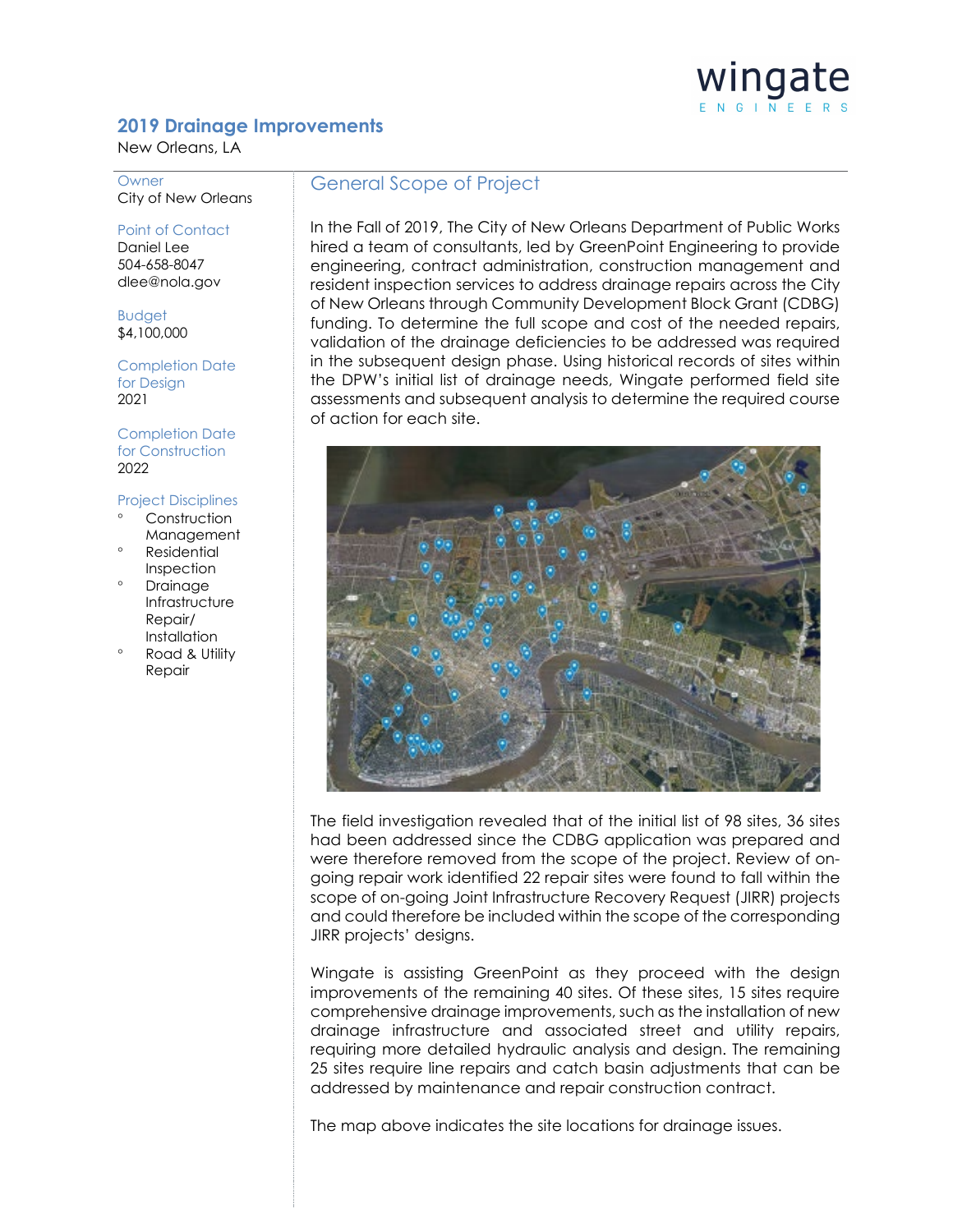wingate
ENGINEERS

# 2019 Drainage Improvements

New Orleans, LA

**Owner**
City of New Orleans

**Point of Contact**
Daniel Lee
504-658-8047
dlee@nola.gov

**Budget**
$4,100,000

**Completion Date for Design**
2021

**Completion Date for Construction**
2022

**Project Disciplines**

- Construction Management
- Residential Inspection
- Drainage Infrastructure Repair/ Installation
- Road & Utility Repair

## General Scope of Project

In the Fall of 2019, The City of New Orleans Department of Public Works hired a team of consultants, led by GreenPoint Engineering to provide engineering, contract administration, construction management and resident inspection services to address drainage repairs across the City of New Orleans through Community Development Block Grant (CDBG) funding. To determine the full scope and cost of the needed repairs, validation of the drainage deficiencies to be addressed was required in the subsequent design phase. Using historical records of sites within the DPW's initial list of drainage needs, Wingate performed field site assessments and subsequent analysis to determine the required course of action for each site.

The field investigation revealed that of the initial list of 98 sites, 36 sites had been addressed since the CDBG application was prepared and were therefore removed from the scope of the project. Review of on-going repair work identified 22 repair sites were found to fall within the scope of on-going Joint Infrastructure Recovery Request (JIRR) projects and could therefore be included within the scope of the corresponding JIRR projects' designs.

Wingate is assisting GreenPoint as they proceed with the design improvements of the remaining 40 sites. Of these sites, 15 sites require comprehensive drainage improvements, such as the installation of new drainage infrastructure and associated street and utility repairs, requiring more detailed hydraulic analysis and design. The remaining 25 sites require line repairs and catch basin adjustments that can be addressed by maintenance and repair construction contract.

The map above indicates the site locations for drainage issues.